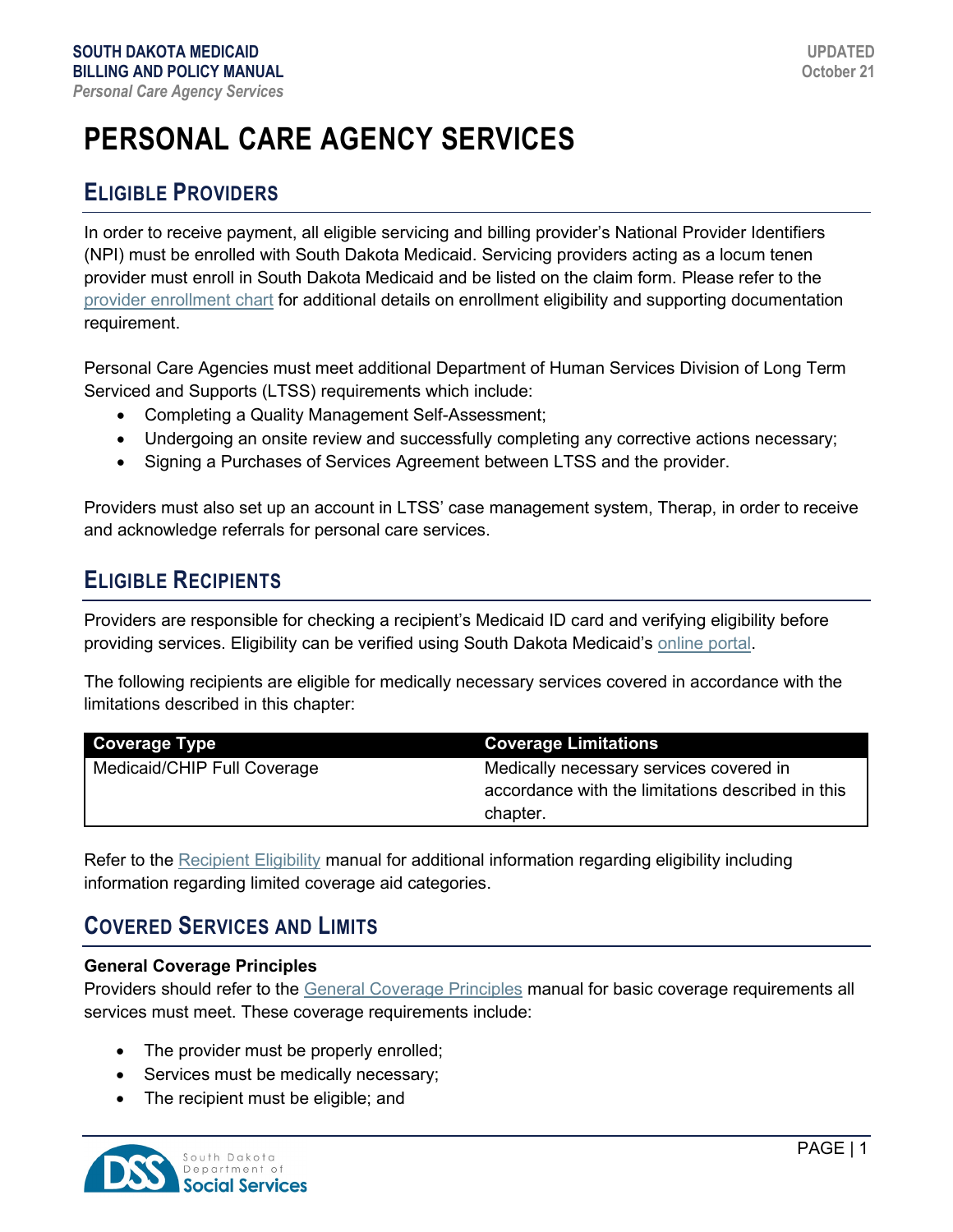# PERSONAL CARE AGENCY SERVICES

## ELIGIBLE PROVIDERS

In order to receive payment, all eligible servicing and billing provider's National Provider Identifiers (NPI) must be enrolled with South Dakota Medicaid. Servicing providers acting as a locum tenen provider must enroll in South Dakota Medicaid and be listed on the claim form. Please refer to the provider enrollment chart for additional details on enrollment eligibility and supporting documentation requirement.

Personal Care Agencies must meet additional Department of Human Services Division of Long Term Serviced and Supports (LTSS) requirements which include:

- Completing a Quality Management Self-Assessment;
- Undergoing an onsite review and successfully completing any corrective actions necessary;
- Signing a Purchases of Services Agreement between LTSS and the provider.

Providers must also set up an account in LTSS' case management system, Therap, in order to receive and acknowledge referrals for personal care services.

## ELIGIBLE RECIPIENTS

Providers are responsible for checking a recipient's Medicaid ID card and verifying eligibility before providing services. Eligibility can be verified using South Dakota Medicaid's online portal.

The following recipients are eligible for medically necessary services covered in accordance with the limitations described in this chapter:

| Coverage Type | Coverage Limitations |
| --- | --- |
| Medicaid/CHIP Full Coverage | Medically necessary services covered in accordance with the limitations described in this chapter. |

Refer to the Recipient Eligibility manual for additional information regarding eligibility including information regarding limited coverage aid categories.

## COVERED SERVICES AND LIMITS

**General Coverage Principles**

Providers should refer to the General Coverage Principles manual for basic coverage requirements all services must meet. These coverage requirements include:

- The provider must be properly enrolled;
- Services must be medically necessary;
- The recipient must be eligible; and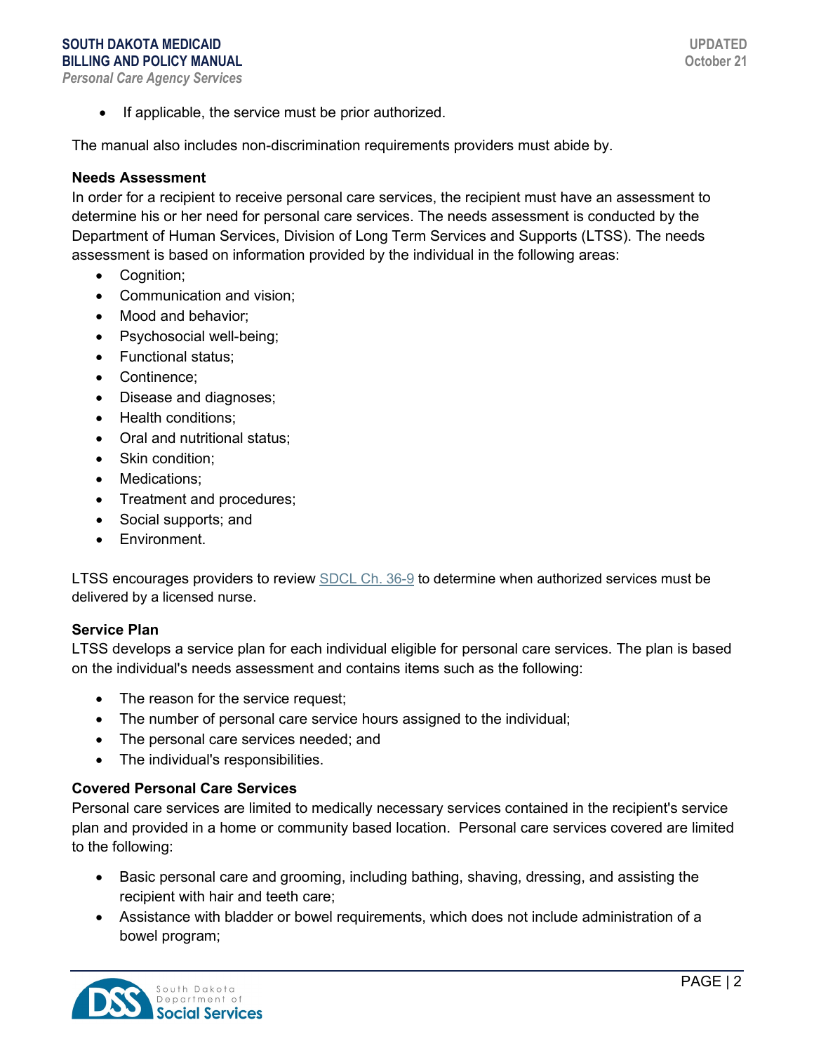- If applicable, the service must be prior authorized.

The manual also includes non-discrimination requirements providers must abide by.

**Needs Assessment**

In order for a recipient to receive personal care services, the recipient must have an assessment to determine his or her need for personal care services. The needs assessment is conducted by the Department of Human Services, Division of Long Term Services and Supports (LTSS). The needs assessment is based on information provided by the individual in the following areas:

- Cognition;
- Communication and vision;
- Mood and behavior;
- Psychosocial well-being;
- Functional status;
- Continence;
- Disease and diagnoses;
- Health conditions;
- Oral and nutritional status;
- Skin condition;
- Medications;
- Treatment and procedures;
- Social supports; and
- Environment.

LTSS encourages providers to review [SDCL Ch. 36-9] to determine when authorized services must be delivered by a licensed nurse.

**Service Plan**

LTSS develops a service plan for each individual eligible for personal care services. The plan is based on the individual's needs assessment and contains items such as the following:

- The reason for the service request;
- The number of personal care service hours assigned to the individual;
- The personal care services needed; and
- The individual's responsibilities.

**Covered Personal Care Services**

Personal care services are limited to medically necessary services contained in the recipient's service plan and provided in a home or community based location. Personal care services covered are limited to the following:

- Basic personal care and grooming, including bathing, shaving, dressing, and assisting the recipient with hair and teeth care;
- Assistance with bladder or bowel requirements, which does not include administration of a bowel program;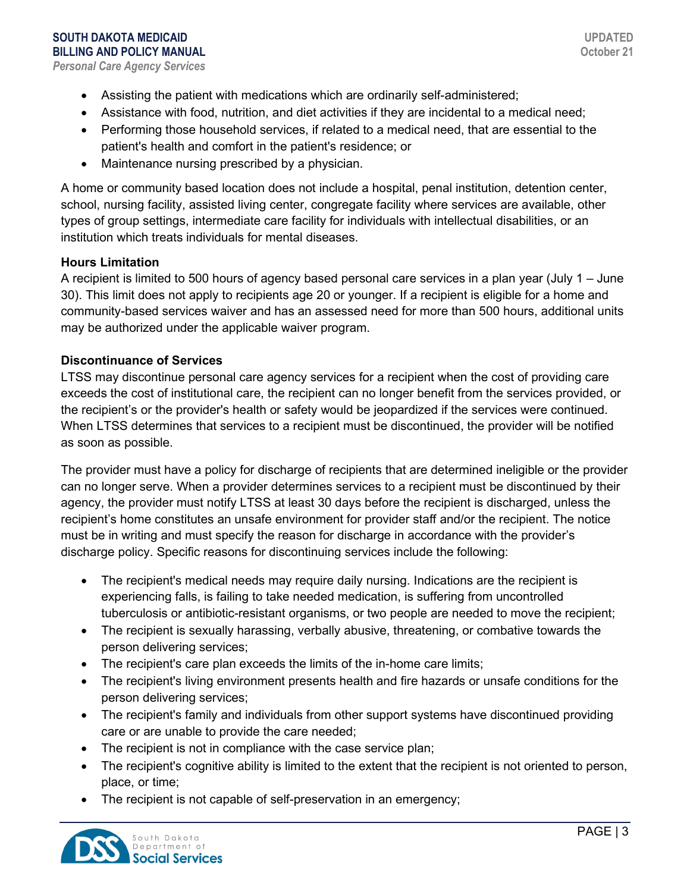- Assisting the patient with medications which are ordinarily self-administered;
- Assistance with food, nutrition, and diet activities if they are incidental to a medical need;
- Performing those household services, if related to a medical need, that are essential to the patient's health and comfort in the patient's residence; or
- Maintenance nursing prescribed by a physician.

A home or community based location does not include a hospital, penal institution, detention center, school, nursing facility, assisted living center, congregate facility where services are available, other types of group settings, intermediate care facility for individuals with intellectual disabilities, or an institution which treats individuals for mental diseases.

**Hours Limitation**

A recipient is limited to 500 hours of agency based personal care services in a plan year (July 1 – June 30). This limit does not apply to recipients age 20 or younger. If a recipient is eligible for a home and community-based services waiver and has an assessed need for more than 500 hours, additional units may be authorized under the applicable waiver program.

**Discontinuance of Services**

LTSS may discontinue personal care agency services for a recipient when the cost of providing care exceeds the cost of institutional care, the recipient can no longer benefit from the services provided, or the recipient's or the provider's health or safety would be jeopardized if the services were continued. When LTSS determines that services to a recipient must be discontinued, the provider will be notified as soon as possible.

The provider must have a policy for discharge of recipients that are determined ineligible or the provider can no longer serve. When a provider determines services to a recipient must be discontinued by their agency, the provider must notify LTSS at least 30 days before the recipient is discharged, unless the recipient's home constitutes an unsafe environment for provider staff and/or the recipient. The notice must be in writing and must specify the reason for discharge in accordance with the provider's discharge policy. Specific reasons for discontinuing services include the following:

- The recipient's medical needs may require daily nursing. Indications are the recipient is experiencing falls, is failing to take needed medication, is suffering from uncontrolled tuberculosis or antibiotic-resistant organisms, or two people are needed to move the recipient;
- The recipient is sexually harassing, verbally abusive, threatening, or combative towards the person delivering services;
- The recipient's care plan exceeds the limits of the in-home care limits;
- The recipient's living environment presents health and fire hazards or unsafe conditions for the person delivering services;
- The recipient's family and individuals from other support systems have discontinued providing care or are unable to provide the care needed;
- The recipient is not in compliance with the case service plan;
- The recipient's cognitive ability is limited to the extent that the recipient is not oriented to person, place, or time;
- The recipient is not capable of self-preservation in an emergency;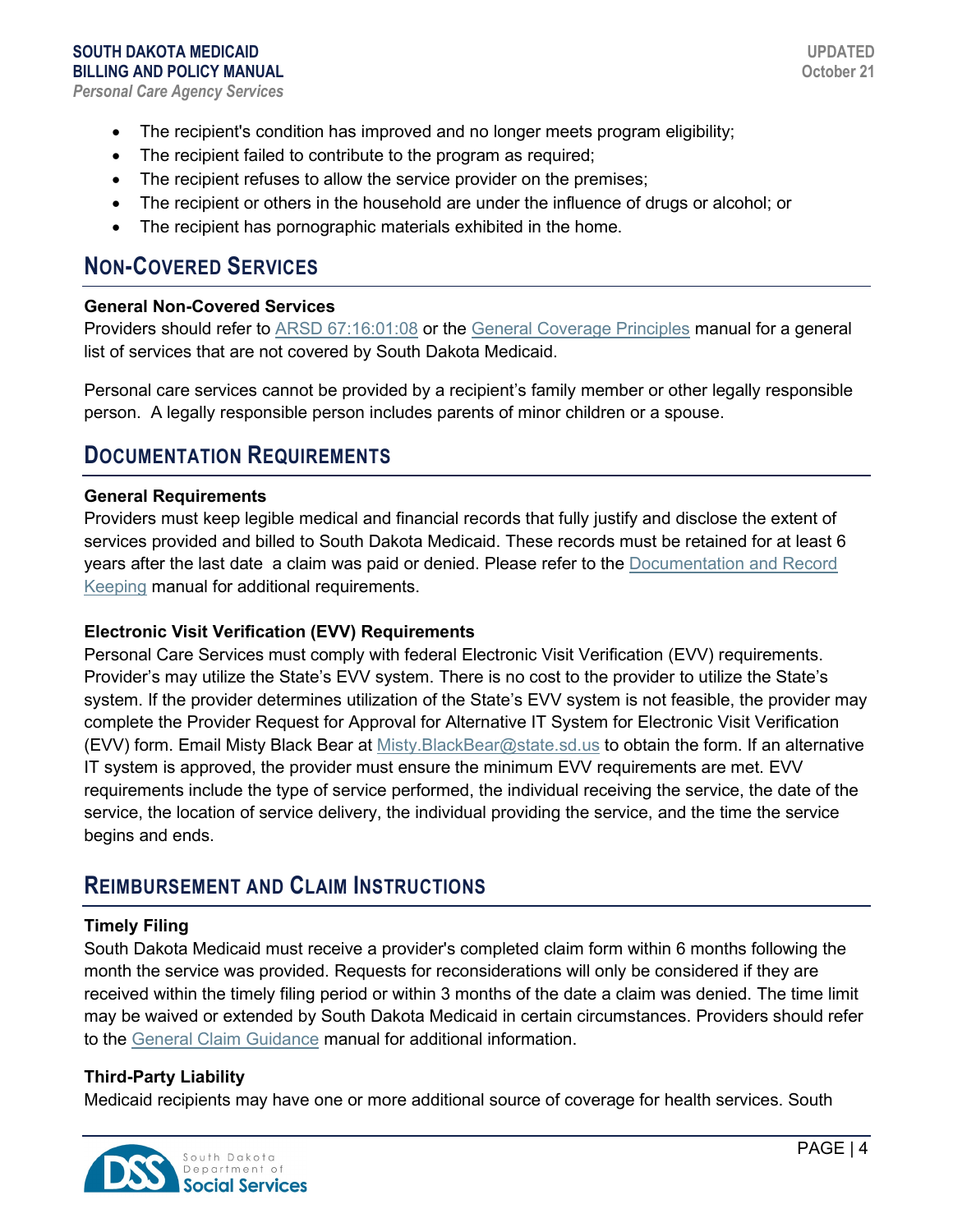- The recipient's condition has improved and no longer meets program eligibility;
- The recipient failed to contribute to the program as required;
- The recipient refuses to allow the service provider on the premises;
- The recipient or others in the household are under the influence of drugs or alcohol; or
- The recipient has pornographic materials exhibited in the home.

## Non-Covered Services

### General Non-Covered Services

Providers should refer to ARSD 67:16:01:08 or the General Coverage Principles manual for a general list of services that are not covered by South Dakota Medicaid.

Personal care services cannot be provided by a recipient's family member or other legally responsible person. A legally responsible person includes parents of minor children or a spouse.

## Documentation Requirements

### General Requirements

Providers must keep legible medical and financial records that fully justify and disclose the extent of services provided and billed to South Dakota Medicaid. These records must be retained for at least 6 years after the last date a claim was paid or denied. Please refer to the Documentation and Record Keeping manual for additional requirements.

### Electronic Visit Verification (EVV) Requirements

Personal Care Services must comply with federal Electronic Visit Verification (EVV) requirements. Provider's may utilize the State's EVV system. There is no cost to the provider to utilize the State's system. If the provider determines utilization of the State's EVV system is not feasible, the provider may complete the Provider Request for Approval for Alternative IT System for Electronic Visit Verification (EVV) form. Email Misty Black Bear at Misty.BlackBear@state.sd.us to obtain the form. If an alternative IT system is approved, the provider must ensure the minimum EVV requirements are met. EVV requirements include the type of service performed, the individual receiving the service, the date of the service, the location of service delivery, the individual providing the service, and the time the service begins and ends.

## Reimbursement and Claim Instructions

### Timely Filing

South Dakota Medicaid must receive a provider's completed claim form within 6 months following the month the service was provided. Requests for reconsiderations will only be considered if they are received within the timely filing period or within 3 months of the date a claim was denied. The time limit may be waived or extended by South Dakota Medicaid in certain circumstances. Providers should refer to the General Claim Guidance manual for additional information.

### Third-Party Liability

Medicaid recipients may have one or more additional source of coverage for health services. South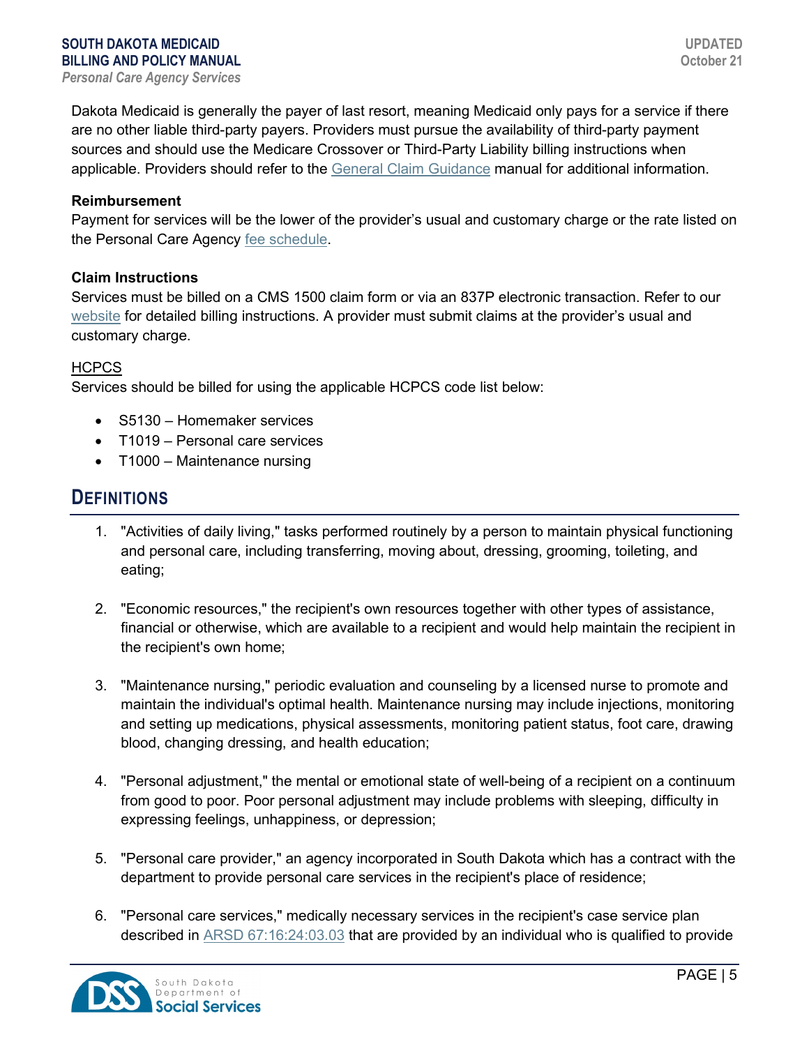Dakota Medicaid is generally the payer of last resort, meaning Medicaid only pays for a service if there are no other liable third-party payers. Providers must pursue the availability of third-party payment sources and should use the Medicare Crossover or Third-Party Liability billing instructions when applicable. Providers should refer to the General Claim Guidance manual for additional information.

**Reimbursement**

Payment for services will be the lower of the provider's usual and customary charge or the rate listed on the Personal Care Agency fee schedule.

**Claim Instructions**

Services must be billed on a CMS 1500 claim form or via an 837P electronic transaction. Refer to our website for detailed billing instructions. A provider must submit claims at the provider's usual and customary charge.

HCPCS

Services should be billed for using the applicable HCPCS code list below:

- S5130 – Homemaker services
- T1019 – Personal care services
- T1000 – Maintenance nursing

## Definitions

1. "Activities of daily living," tasks performed routinely by a person to maintain physical functioning and personal care, including transferring, moving about, dressing, grooming, toileting, and eating;

2. "Economic resources," the recipient's own resources together with other types of assistance, financial or otherwise, which are available to a recipient and would help maintain the recipient in the recipient's own home;

3. "Maintenance nursing," periodic evaluation and counseling by a licensed nurse to promote and maintain the individual's optimal health. Maintenance nursing may include injections, monitoring and setting up medications, physical assessments, monitoring patient status, foot care, drawing blood, changing dressing, and health education;

4. "Personal adjustment," the mental or emotional state of well-being of a recipient on a continuum from good to poor. Poor personal adjustment may include problems with sleeping, difficulty in expressing feelings, unhappiness, or depression;

5. "Personal care provider," an agency incorporated in South Dakota which has a contract with the department to provide personal care services in the recipient's place of residence;

6. "Personal care services," medically necessary services in the recipient's case service plan described in ARSD 67:16:24:03.03 that are provided by an individual who is qualified to provide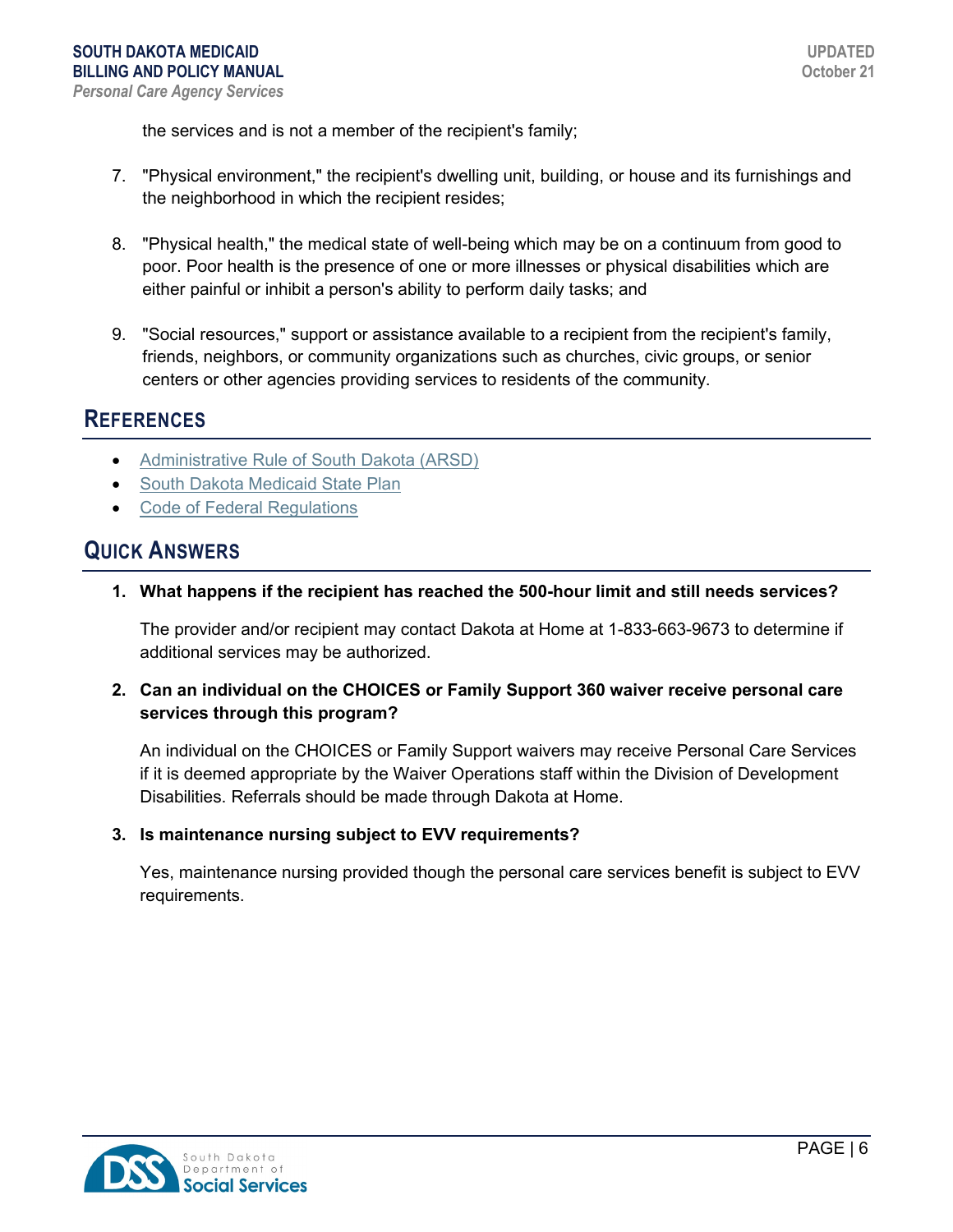the services and is not a member of the recipient's family;

7. "Physical environment," the recipient's dwelling unit, building, or house and its furnishings and the neighborhood in which the recipient resides;

8. "Physical health," the medical state of well-being which may be on a continuum from good to poor. Poor health is the presence of one or more illnesses or physical disabilities which are either painful or inhibit a person's ability to perform daily tasks; and

9. "Social resources," support or assistance available to a recipient from the recipient's family, friends, neighbors, or community organizations such as churches, civic groups, or senior centers or other agencies providing services to residents of the community.

## References

- Administrative Rule of South Dakota (ARSD)
- South Dakota Medicaid State Plan
- Code of Federal Regulations

## Quick Answers

1. **What happens if the recipient has reached the 500-hour limit and still needs services?**

   The provider and/or recipient may contact Dakota at Home at 1-833-663-9673 to determine if additional services may be authorized.

2. **Can an individual on the CHOICES or Family Support 360 waiver receive personal care services through this program?**

   An individual on the CHOICES or Family Support waivers may receive Personal Care Services if it is deemed appropriate by the Waiver Operations staff within the Division of Development Disabilities. Referrals should be made through Dakota at Home.

3. **Is maintenance nursing subject to EVV requirements?**

   Yes, maintenance nursing provided though the personal care services benefit is subject to EVV requirements.